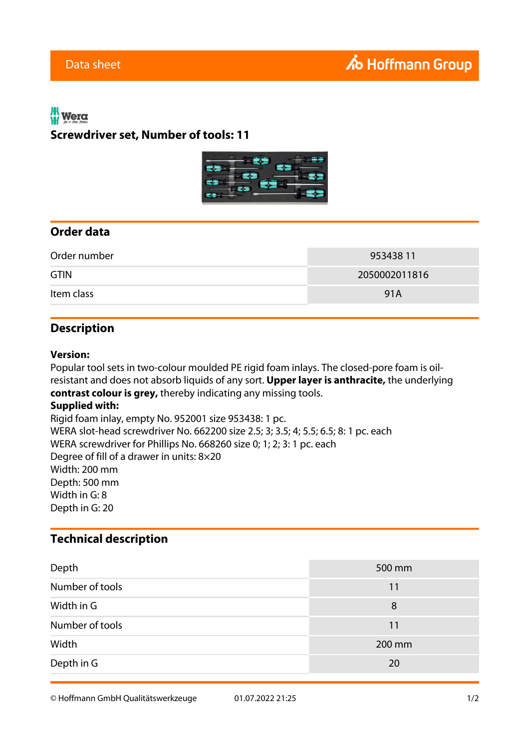Data sheet

Hoffmann Group

Wera

## Screwdriver set, Number of tools: 11

## Order data

| | |
|---|---|
| Order number | 953438 11 |
| GTIN | 2050002011816 |
| Item class | 91A |

## Description

**Version:**
Popular tool sets in two-colour moulded PE rigid foam inlays. The closed-pore foam is oil-resistant and does not absorb liquids of any sort. **Upper layer is anthracite,** the underlying **contrast colour is grey,** thereby indicating any missing tools.
**Supplied with:**
Rigid foam inlay, empty No. 952001 size 953438: 1 pc.
WERA slot-head screwdriver No. 662200 size 2.5; 3; 3.5; 4; 5.5; 6.5; 8: 1 pc. each
WERA screwdriver for Phillips No. 668260 size 0; 1; 2; 3: 1 pc. each
Degree of fill of a drawer in units: 8×20
Width: 200 mm
Depth: 500 mm
Width in G: 8
Depth in G: 20

## Technical description

| | |
|---|---|
| Depth | 500 mm |
| Number of tools | 11 |
| Width in G | 8 |
| Number of tools | 11 |
| Width | 200 mm |
| Depth in G | 20 |

© Hoffmann GmbH Qualitätswerkzeuge 01.07.2022 21:25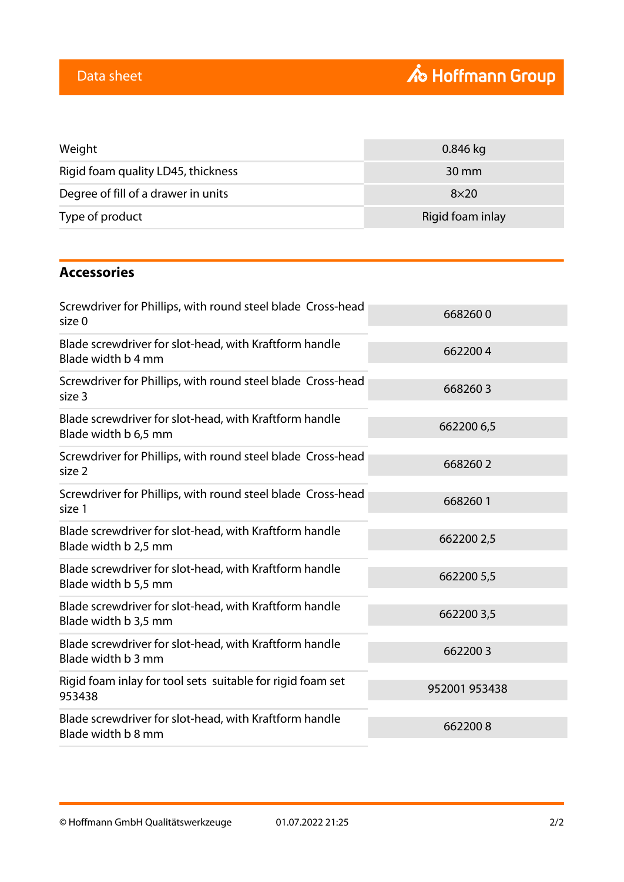| | |
|---|---|
| Weight | 0.846 kg |
| Rigid foam quality LD45, thickness | 30 mm |
| Degree of fill of a drawer in units | 8×20 |
| Type of product | Rigid foam inlay |

## Accessories

| | |
|---|---|
| Screwdriver for Phillips, with round steel blade  Cross-head size 0 | 668260 0 |
| Blade screwdriver for slot-head, with Kraftform handle  Blade width b 4 mm | 662200 4 |
| Screwdriver for Phillips, with round steel blade  Cross-head size 3 | 668260 3 |
| Blade screwdriver for slot-head, with Kraftform handle  Blade width b 6,5 mm | 662200 6,5 |
| Screwdriver for Phillips, with round steel blade  Cross-head size 2 | 668260 2 |
| Screwdriver for Phillips, with round steel blade  Cross-head size 1 | 668260 1 |
| Blade screwdriver for slot-head, with Kraftform handle  Blade width b 2,5 mm | 662200 2,5 |
| Blade screwdriver for slot-head, with Kraftform handle  Blade width b 5,5 mm | 662200 5,5 |
| Blade screwdriver for slot-head, with Kraftform handle  Blade width b 3,5 mm | 662200 3,5 |
| Blade screwdriver for slot-head, with Kraftform handle  Blade width b 3 mm | 662200 3 |
| Rigid foam inlay for tool sets  suitable for rigid foam set 953438 | 952001 953438 |
| Blade screwdriver for slot-head, with Kraftform handle  Blade width b 8 mm | 662200 8 |

© Hoffmann GmbH Qualitätswerkzeuge 01.07.2022 21:25